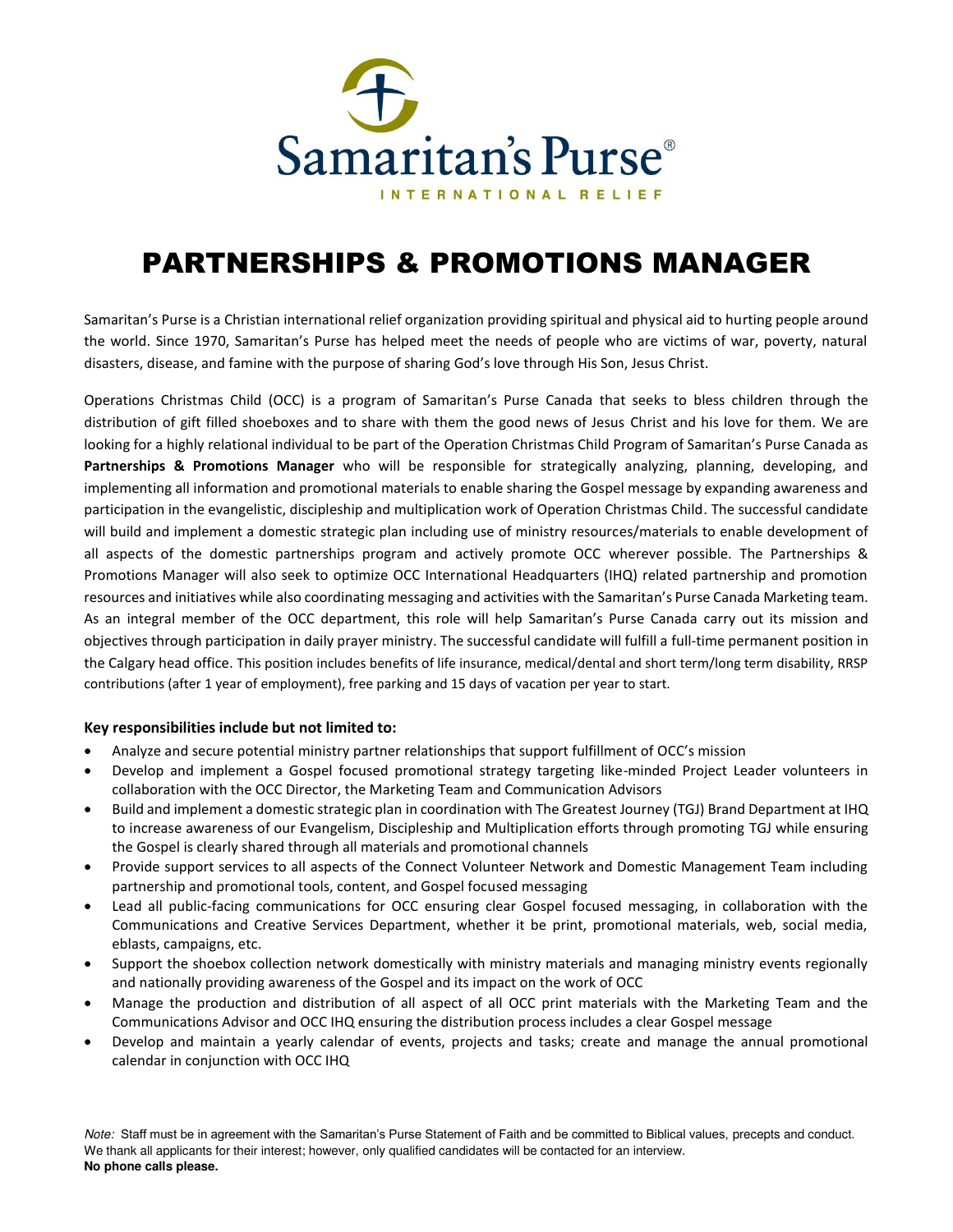Samaritan's Purse®

INTERNATIONAL RELIEF

# PARTNERSHIPS & PROMOTIONS MANAGER

Samaritan's Purse is a Christian international relief organization providing spiritual and physical aid to hurting people around the world. Since 1970, Samaritan's Purse has helped meet the needs of people who are victims of war, poverty, natural disasters, disease, and famine with the purpose of sharing God's love through His Son, Jesus Christ.

Operations Christmas Child (OCC) is a program of Samaritan's Purse Canada that seeks to bless children through the distribution of gift filled shoeboxes and to share with them the good news of Jesus Christ and his love for them. We are looking for a highly relational individual to be part of the Operation Christmas Child Program of Samaritan's Purse Canada as **Partnerships & Promotions Manager** who will be responsible for strategically analyzing, planning, developing, and implementing all information and promotional materials to enable sharing the Gospel message by expanding awareness and participation in the evangelistic, discipleship and multiplication work of Operation Christmas Child. The successful candidate will build and implement a domestic strategic plan including use of ministry resources/materials to enable development of all aspects of the domestic partnerships program and actively promote OCC wherever possible. The Partnerships & Promotions Manager will also seek to optimize OCC International Headquarters (IHQ) related partnership and promotion resources and initiatives while also coordinating messaging and activities with the Samaritan's Purse Canada Marketing team. As an integral member of the OCC department, this role will help Samaritan's Purse Canada carry out its mission and objectives through participation in daily prayer ministry. The successful candidate will fulfill a full-time permanent position in the Calgary head office. This position includes benefits of life insurance, medical/dental and short term/long term disability, RRSP contributions (after 1 year of employment), free parking and 15 days of vacation per year to start.

**Key responsibilities include but not limited to:**

- Analyze and secure potential ministry partner relationships that support fulfillment of OCC's mission
- Develop and implement a Gospel focused promotional strategy targeting like-minded Project Leader volunteers in collaboration with the OCC Director, the Marketing Team and Communication Advisors
- Build and implement a domestic strategic plan in coordination with The Greatest Journey (TGJ) Brand Department at IHQ to increase awareness of our Evangelism, Discipleship and Multiplication efforts through promoting TGJ while ensuring the Gospel is clearly shared through all materials and promotional channels
- Provide support services to all aspects of the Connect Volunteer Network and Domestic Management Team including partnership and promotional tools, content, and Gospel focused messaging
- Lead all public-facing communications for OCC ensuring clear Gospel focused messaging, in collaboration with the Communications and Creative Services Department, whether it be print, promotional materials, web, social media, eblasts, campaigns, etc.
- Support the shoebox collection network domestically with ministry materials and managing ministry events regionally and nationally providing awareness of the Gospel and its impact on the work of OCC
- Manage the production and distribution of all aspect of all OCC print materials with the Marketing Team and the Communications Advisor and OCC IHQ ensuring the distribution process includes a clear Gospel message
- Develop and maintain a yearly calendar of events, projects and tasks; create and manage the annual promotional calendar in conjunction with OCC IHQ

*Note:* Staff must be in agreement with the Samaritan's Purse Statement of Faith and be committed to Biblical values, precepts and conduct. We thank all applicants for their interest; however, only qualified candidates will be contacted for an interview.
**No phone calls please.**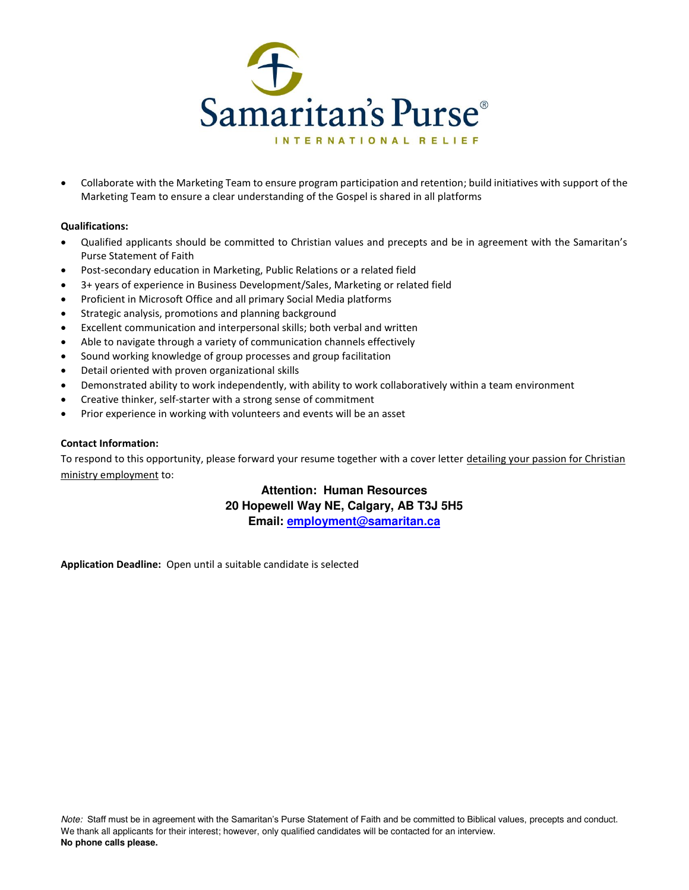- Collaborate with the Marketing Team to ensure program participation and retention; build initiatives with support of the Marketing Team to ensure a clear understanding of the Gospel is shared in all platforms

**Qualifications:**

- Qualified applicants should be committed to Christian values and precepts and be in agreement with the Samaritan's Purse Statement of Faith
- Post-secondary education in Marketing, Public Relations or a related field
- 3+ years of experience in Business Development/Sales, Marketing or related field
- Proficient in Microsoft Office and all primary Social Media platforms
- Strategic analysis, promotions and planning background
- Excellent communication and interpersonal skills; both verbal and written
- Able to navigate through a variety of communication channels effectively
- Sound working knowledge of group processes and group facilitation
- Detail oriented with proven organizational skills
- Demonstrated ability to work independently, with ability to work collaboratively within a team environment
- Creative thinker, self-starter with a strong sense of commitment
- Prior experience in working with volunteers and events will be an asset

**Contact Information:**

To respond to this opportunity, please forward your resume together with a cover letter detailing your passion for Christian ministry employment to:

**Attention: Human Resources**
**20 Hopewell Way NE, Calgary, AB T3J 5H5**
**Email: employment@samaritan.ca**

**Application Deadline:** Open until a suitable candidate is selected

*Note:* Staff must be in agreement with the Samaritan's Purse Statement of Faith and be committed to Biblical values, precepts and conduct. We thank all applicants for their interest; however, only qualified candidates will be contacted for an interview.
**No phone calls please.**